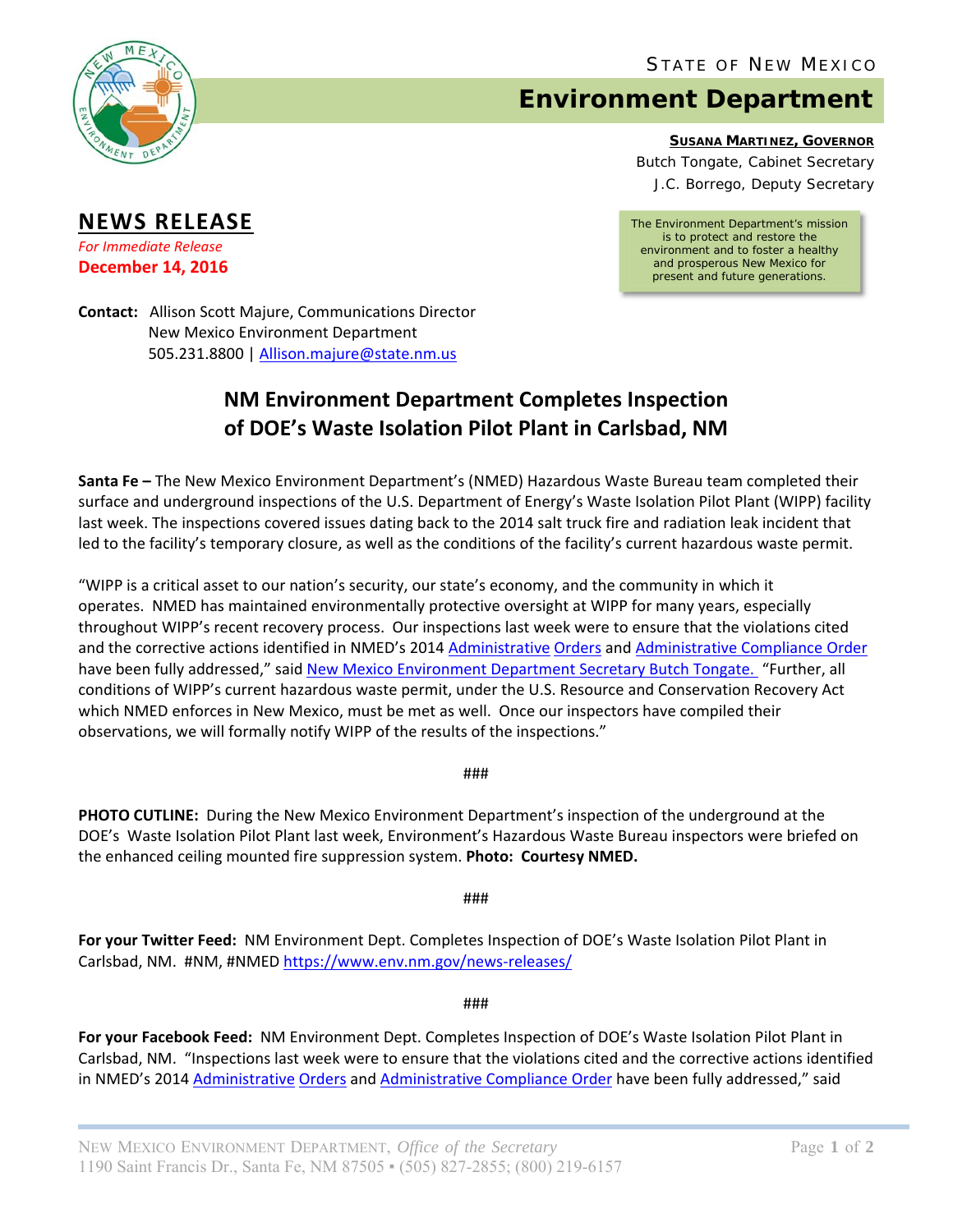STATE OF NEW MEXICO

# Environment Department

**SUSANA MARTINEZ, GOVERNOR**
Butch Tongate, Cabinet Secretary
J.C. Borrego, Deputy Secretary

The Environment Department's mission is to protect and restore the environment and to foster a healthy and prosperous New Mexico for present and future generations.

## NEWS RELEASE

*For Immediate Release*
**December 14, 2016**

**Contact:** Allison Scott Majure, Communications Director
New Mexico Environment Department
505.231.8800 | Allison.majure@state.nm.us

## NM Environment Department Completes Inspection of DOE's Waste Isolation Pilot Plant in Carlsbad, NM

**Santa Fe –** The New Mexico Environment Department's (NMED) Hazardous Waste Bureau team completed their surface and underground inspections of the U.S. Department of Energy's Waste Isolation Pilot Plant (WIPP) facility last week. The inspections covered issues dating back to the 2014 salt truck fire and radiation leak incident that led to the facility's temporary closure, as well as the conditions of the facility's current hazardous waste permit.

"WIPP is a critical asset to our nation's security, our state's economy, and the community in which it operates. NMED has maintained environmentally protective oversight at WIPP for many years, especially throughout WIPP's recent recovery process. Our inspections last week were to ensure that the violations cited and the corrective actions identified in NMED's 2014 Administrative Orders and Administrative Compliance Order have been fully addressed," said New Mexico Environment Department Secretary Butch Tongate. "Further, all conditions of WIPP's current hazardous waste permit, under the U.S. Resource and Conservation Recovery Act which NMED enforces in New Mexico, must be met as well. Once our inspectors have compiled their observations, we will formally notify WIPP of the results of the inspections."

###

**PHOTO CUTLINE:** During the New Mexico Environment Department's inspection of the underground at the DOE's Waste Isolation Pilot Plant last week, Environment's Hazardous Waste Bureau inspectors were briefed on the enhanced ceiling mounted fire suppression system. **Photo: Courtesy NMED.**

###

**For your Twitter Feed:** NM Environment Dept. Completes Inspection of DOE's Waste Isolation Pilot Plant in Carlsbad, NM. #NM, #NMED https://www.env.nm.gov/news-releases/

###

**For your Facebook Feed:** NM Environment Dept. Completes Inspection of DOE's Waste Isolation Pilot Plant in Carlsbad, NM. "Inspections last week were to ensure that the violations cited and the corrective actions identified in NMED's 2014 Administrative Orders and Administrative Compliance Order have been fully addressed," said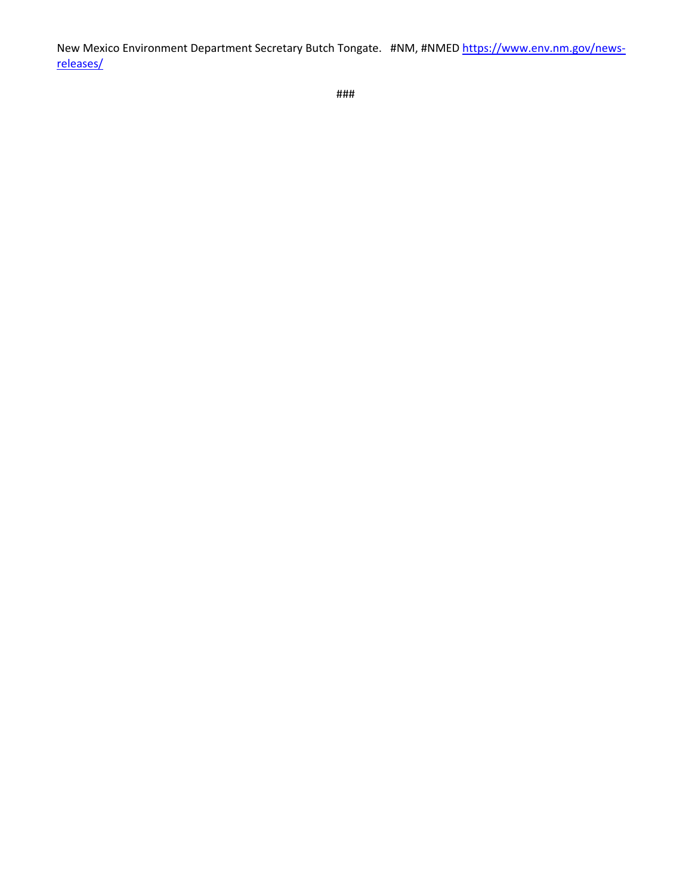New Mexico Environment Department Secretary Butch Tongate.   #NM, #NMED https://www.env.nm.gov/news-releases/

###